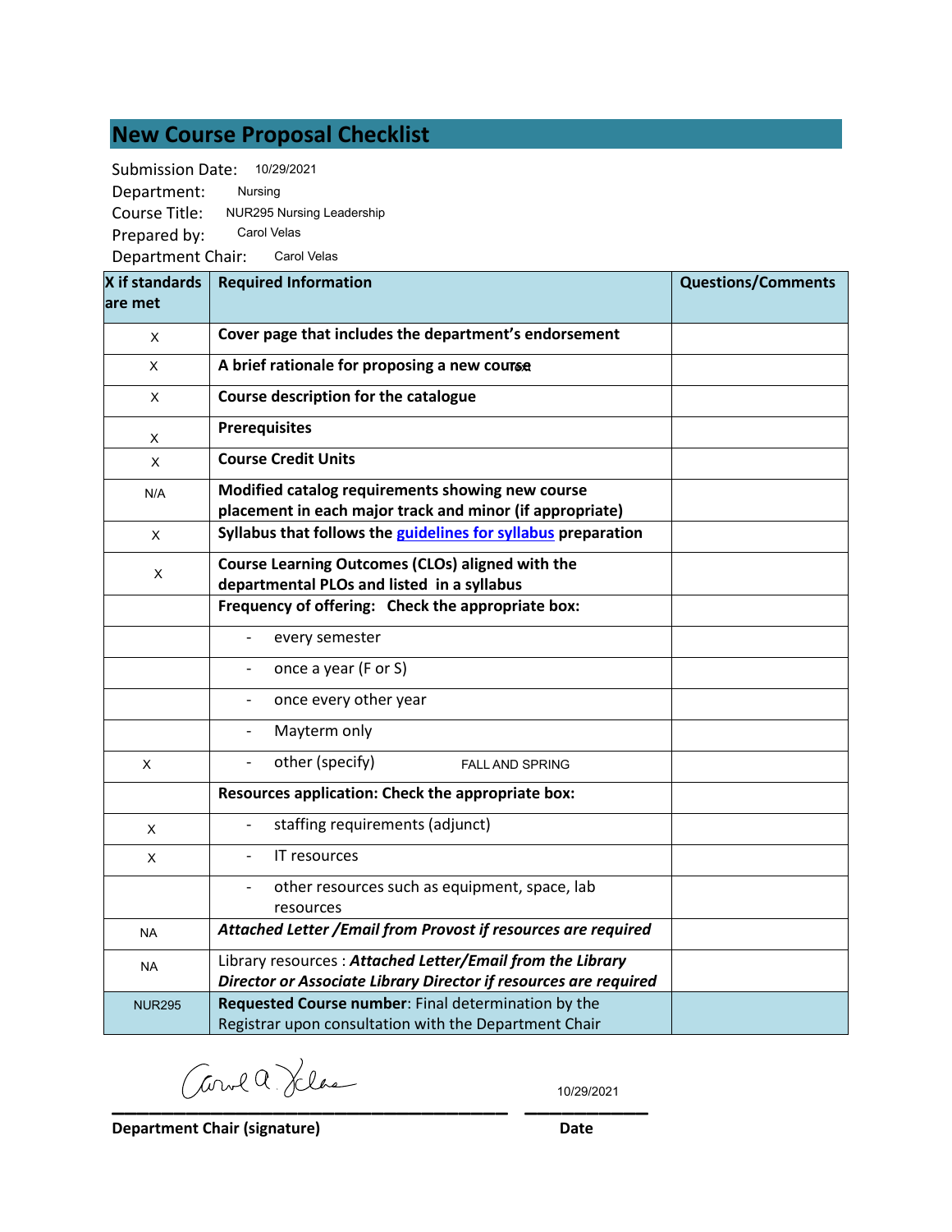# New Course Proposal Checklist

Submission Date: 10/29/2021

Department: Nursing

Course Title: NUR295 Nursing Leadership

Prepared by: Carol Velas

Department Chair: Carol Velas

| X if standards are met | Required Information | Questions/Comments |
|---|---|---|
| X | **Cover page that includes the department's endorsement** | |
| X | **A brief rationale for proposing a new course** | |
| X | **Course description for the catalogue** | |
| X | **Prerequisites** | |
| X | **Course Credit Units** | |
| N/A | **Modified catalog requirements showing new course placement in each major track and minor (if appropriate)** | |
| X | **Syllabus that follows the guidelines for syllabus preparation** | |
| X | **Course Learning Outcomes (CLOs) aligned with the departmental PLOs and listed in a syllabus** | |
| | **Frequency of offering: Check the appropriate box:** | |
| | - every semester | |
| | - once a year (F or S) | |
| | - once every other year | |
| | - Mayterm only | |
| X | - other (specify) FALL AND SPRING | |
| | **Resources application: Check the appropriate box:** | |
| X | - staffing requirements (adjunct) | |
| X | - IT resources | |
| | - other resources such as equipment, space, lab resources | |
| NA | ***Attached Letter /Email from Provost if resources are required*** | |
| NA | Library resources : ***Attached Letter/Email from the Library Director or Associate Library Director if resources are required*** | |
| NUR295 | **Requested Course number**: Final determination by the Registrar upon consultation with the Department Chair | |

Carol A. Velas (signature)          10/29/2021

**Department Chair (signature)**          **Date**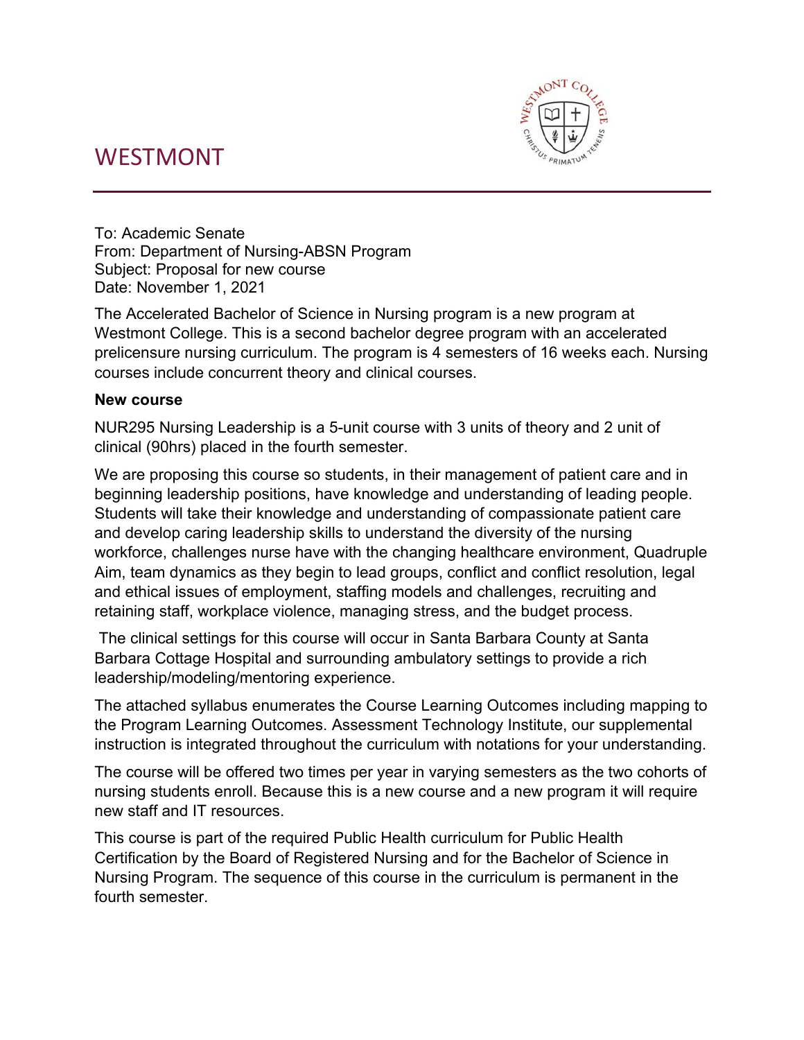# WESTMONT

To: Academic Senate
From: Department of Nursing-ABSN Program
Subject: Proposal for new course
Date: November 1, 2021

The Accelerated Bachelor of Science in Nursing program is a new program at Westmont College. This is a second bachelor degree program with an accelerated prelicensure nursing curriculum. The program is 4 semesters of 16 weeks each. Nursing courses include concurrent theory and clinical courses.

**New course**

NUR295 Nursing Leadership is a 5-unit course with 3 units of theory and 2 unit of clinical (90hrs) placed in the fourth semester.

We are proposing this course so students, in their management of patient care and in beginning leadership positions, have knowledge and understanding of leading people. Students will take their knowledge and understanding of compassionate patient care and develop caring leadership skills to understand the diversity of the nursing workforce, challenges nurse have with the changing healthcare environment, Quadruple Aim, team dynamics as they begin to lead groups, conflict and conflict resolution, legal and ethical issues of employment, staffing models and challenges, recruiting and retaining staff, workplace violence, managing stress, and the budget process.

The clinical settings for this course will occur in Santa Barbara County at Santa Barbara Cottage Hospital and surrounding ambulatory settings to provide a rich leadership/modeling/mentoring experience.

The attached syllabus enumerates the Course Learning Outcomes including mapping to the Program Learning Outcomes. Assessment Technology Institute, our supplemental instruction is integrated throughout the curriculum with notations for your understanding.

The course will be offered two times per year in varying semesters as the two cohorts of nursing students enroll. Because this is a new course and a new program it will require new staff and IT resources.

This course is part of the required Public Health curriculum for Public Health Certification by the Board of Registered Nursing and for the Bachelor of Science in Nursing Program. The sequence of this course in the curriculum is permanent in the fourth semester.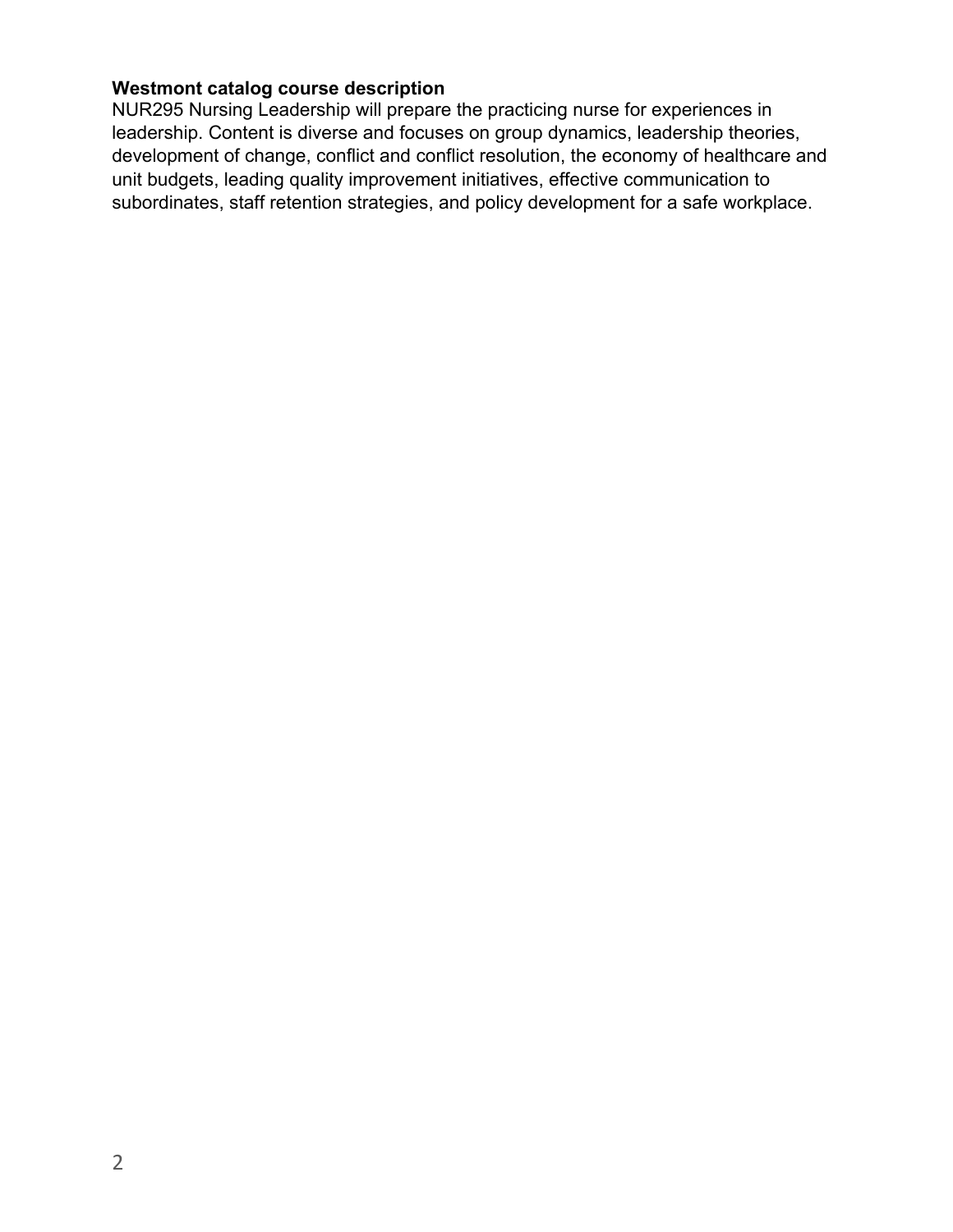**Westmont catalog course description**

NUR295 Nursing Leadership will prepare the practicing nurse for experiences in leadership. Content is diverse and focuses on group dynamics, leadership theories, development of change, conflict and conflict resolution, the economy of healthcare and unit budgets, leading quality improvement initiatives, effective communication to subordinates, staff retention strategies, and policy development for a safe workplace.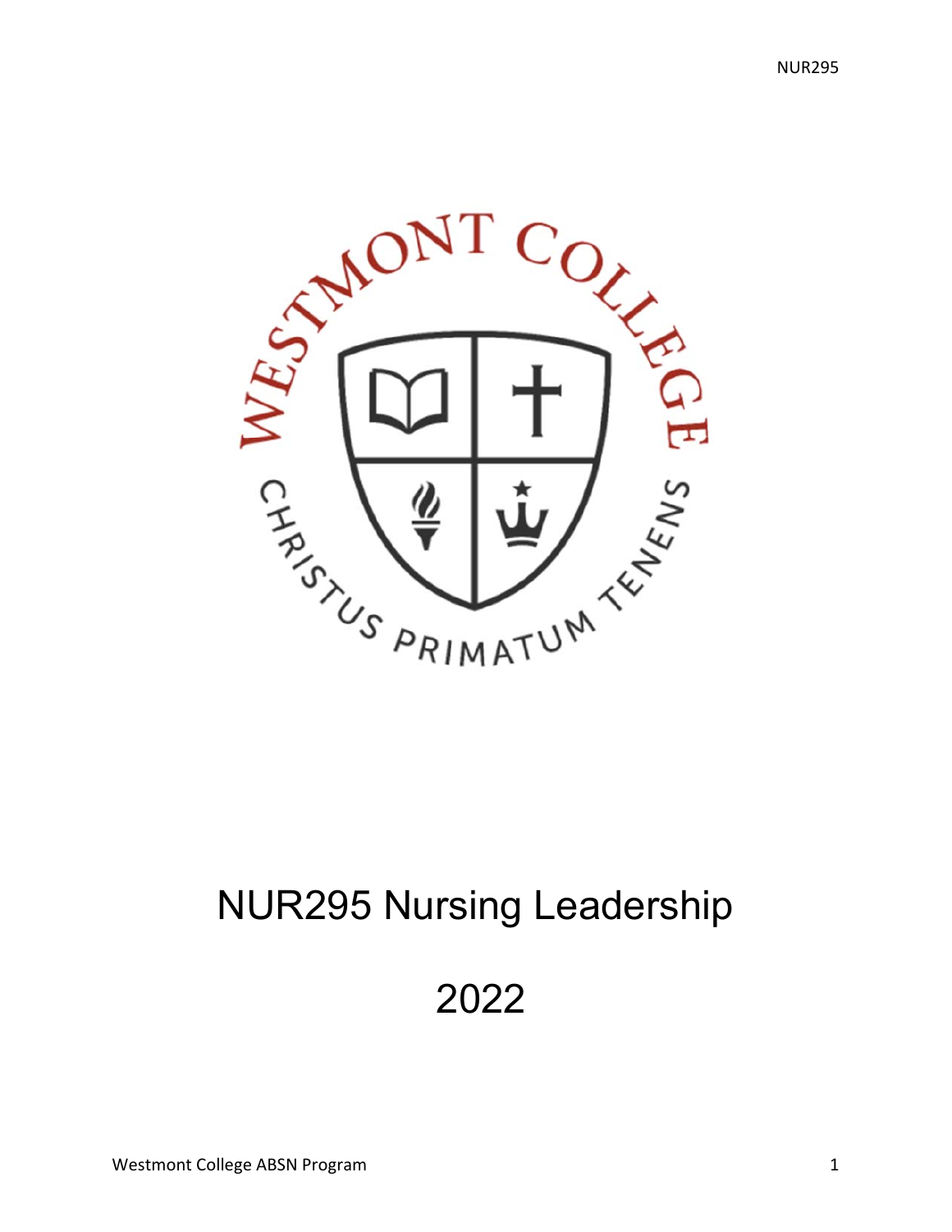# NUR295 Nursing Leadership

# 2022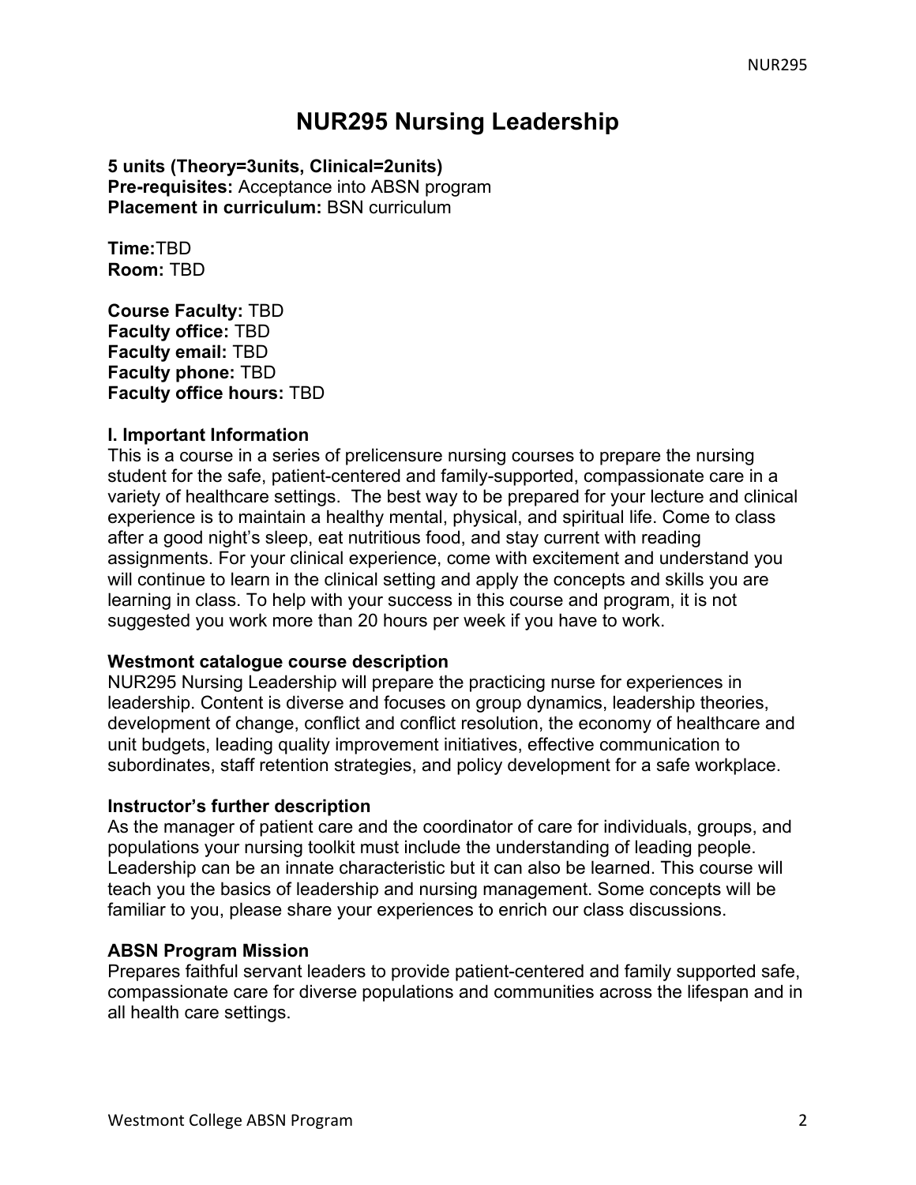# NUR295 Nursing Leadership

**5 units (Theory=3units, Clinical=2units)**
**Pre-requisites:** Acceptance into ABSN program
**Placement in curriculum:** BSN curriculum

**Time:**TBD
**Room:** TBD

**Course Faculty:** TBD
**Faculty office:** TBD
**Faculty email:** TBD
**Faculty phone:** TBD
**Faculty office hours:** TBD

### I. Important Information

This is a course in a series of prelicensure nursing courses to prepare the nursing student for the safe, patient-centered and family-supported, compassionate care in a variety of healthcare settings. The best way to be prepared for your lecture and clinical experience is to maintain a healthy mental, physical, and spiritual life. Come to class after a good night's sleep, eat nutritious food, and stay current with reading assignments. For your clinical experience, come with excitement and understand you will continue to learn in the clinical setting and apply the concepts and skills you are learning in class. To help with your success in this course and program, it is not suggested you work more than 20 hours per week if you have to work.

### Westmont catalogue course description

NUR295 Nursing Leadership will prepare the practicing nurse for experiences in leadership. Content is diverse and focuses on group dynamics, leadership theories, development of change, conflict and conflict resolution, the economy of healthcare and unit budgets, leading quality improvement initiatives, effective communication to subordinates, staff retention strategies, and policy development for a safe workplace.

### Instructor's further description

As the manager of patient care and the coordinator of care for individuals, groups, and populations your nursing toolkit must include the understanding of leading people. Leadership can be an innate characteristic but it can also be learned. This course will teach you the basics of leadership and nursing management. Some concepts will be familiar to you, please share your experiences to enrich our class discussions.

### ABSN Program Mission

Prepares faithful servant leaders to provide patient-centered and family supported safe, compassionate care for diverse populations and communities across the lifespan and in all health care settings.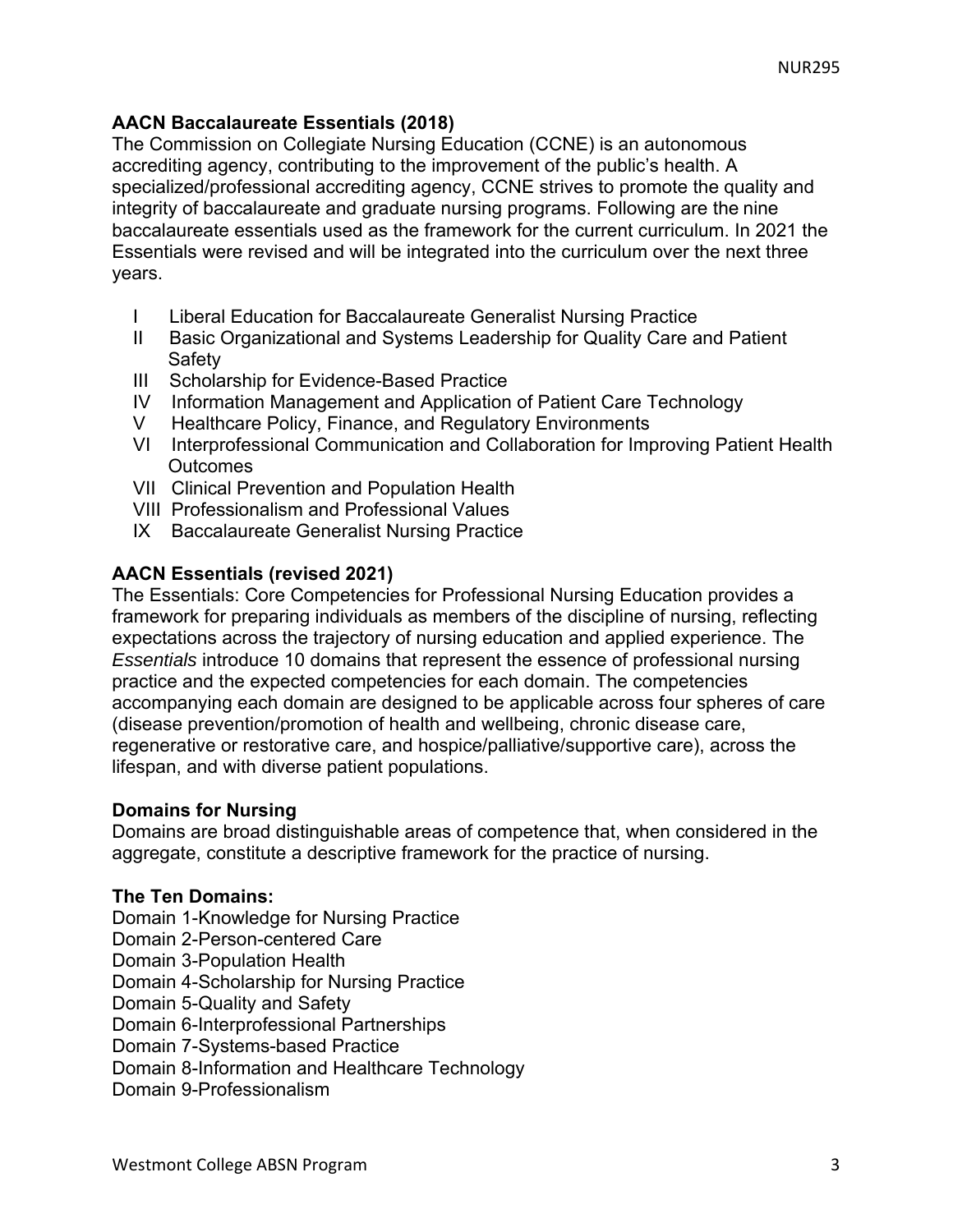**AACN Baccalaureate Essentials (2018)**

The Commission on Collegiate Nursing Education (CCNE) is an autonomous accrediting agency, contributing to the improvement of the public's health. A specialized/professional accrediting agency, CCNE strives to promote the quality and integrity of baccalaureate and graduate nursing programs. Following are the nine baccalaureate essentials used as the framework for the current curriculum. In 2021 the Essentials were revised and will be integrated into the curriculum over the next three years.

- I Liberal Education for Baccalaureate Generalist Nursing Practice
- II Basic Organizational and Systems Leadership for Quality Care and Patient Safety
- III Scholarship for Evidence-Based Practice
- IV Information Management and Application of Patient Care Technology
- V Healthcare Policy, Finance, and Regulatory Environments
- VI Interprofessional Communication and Collaboration for Improving Patient Health Outcomes
- VII Clinical Prevention and Population Health
- VIII Professionalism and Professional Values
- IX Baccalaureate Generalist Nursing Practice

**AACN Essentials (revised 2021)**

The Essentials: Core Competencies for Professional Nursing Education provides a framework for preparing individuals as members of the discipline of nursing, reflecting expectations across the trajectory of nursing education and applied experience. The *Essentials* introduce 10 domains that represent the essence of professional nursing practice and the expected competencies for each domain. The competencies accompanying each domain are designed to be applicable across four spheres of care (disease prevention/promotion of health and wellbeing, chronic disease care, regenerative or restorative care, and hospice/palliative/supportive care), across the lifespan, and with diverse patient populations.

**Domains for Nursing**

Domains are broad distinguishable areas of competence that, when considered in the aggregate, constitute a descriptive framework for the practice of nursing.

**The Ten Domains:**

Domain 1-Knowledge for Nursing Practice
Domain 2-Person-centered Care
Domain 3-Population Health
Domain 4-Scholarship for Nursing Practice
Domain 5-Quality and Safety
Domain 6-Interprofessional Partnerships
Domain 7-Systems-based Practice
Domain 8-Information and Healthcare Technology
Domain 9-Professionalism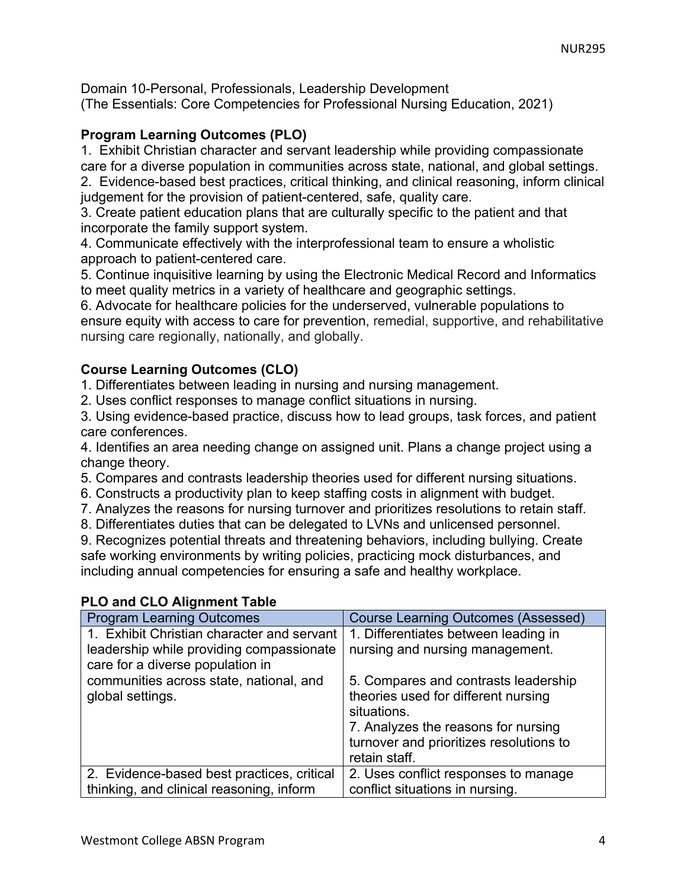Domain 10-Personal, Professionals, Leadership Development
(The Essentials: Core Competencies for Professional Nursing Education, 2021)

**Program Learning Outcomes (PLO)**

1. Exhibit Christian character and servant leadership while providing compassionate care for a diverse population in communities across state, national, and global settings.
2. Evidence-based best practices, critical thinking, and clinical reasoning, inform clinical judgement for the provision of patient-centered, safe, quality care.
3. Create patient education plans that are culturally specific to the patient and that incorporate the family support system.
4. Communicate effectively with the interprofessional team to ensure a wholistic approach to patient-centered care.
5. Continue inquisitive learning by using the Electronic Medical Record and Informatics to meet quality metrics in a variety of healthcare and geographic settings.
6. Advocate for healthcare policies for the underserved, vulnerable populations to ensure equity with access to care for prevention, remedial, supportive, and rehabilitative nursing care regionally, nationally, and globally.

**Course Learning Outcomes (CLO)**

1. Differentiates between leading in nursing and nursing management.
2. Uses conflict responses to manage conflict situations in nursing.
3. Using evidence-based practice, discuss how to lead groups, task forces, and patient care conferences.
4. Identifies an area needing change on assigned unit. Plans a change project using a change theory.
5. Compares and contrasts leadership theories used for different nursing situations.
6. Constructs a productivity plan to keep staffing costs in alignment with budget.
7. Analyzes the reasons for nursing turnover and prioritizes resolutions to retain staff.
8. Differentiates duties that can be delegated to LVNs and unlicensed personnel.
9. Recognizes potential threats and threatening behaviors, including bullying. Create safe working environments by writing policies, practicing mock disturbances, and including annual competencies for ensuring a safe and healthy workplace.

**PLO and CLO Alignment Table**

| Program Learning Outcomes | Course Learning Outcomes (Assessed) |
| --- | --- |
| 1. Exhibit Christian character and servant leadership while providing compassionate care for a diverse population in communities across state, national, and global settings. | 1. Differentiates between leading in nursing and nursing management.<br><br>5. Compares and contrasts leadership theories used for different nursing situations.<br>7. Analyzes the reasons for nursing turnover and prioritizes resolutions to retain staff. |
| 2. Evidence-based best practices, critical thinking, and clinical reasoning, inform | 2. Uses conflict responses to manage conflict situations in nursing. |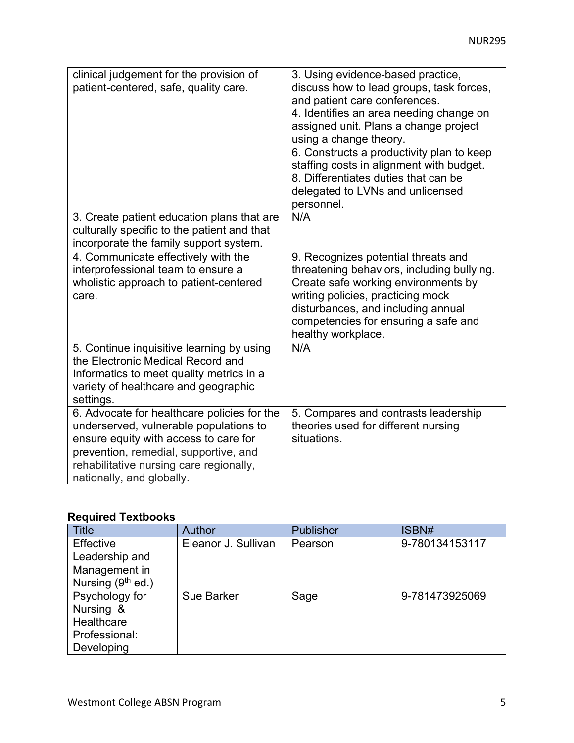| | |
|---|---|
| clinical judgement for the provision of patient-centered, safe, quality care. | 3. Using evidence-based practice, discuss how to lead groups, task forces, and patient care conferences.<br>4. Identifies an area needing change on assigned unit. Plans a change project using a change theory.<br>6. Constructs a productivity plan to keep staffing costs in alignment with budget.<br>8. Differentiates duties that can be delegated to LVNs and unlicensed personnel. |
| 3. Create patient education plans that are culturally specific to the patient and that incorporate the family support system. | N/A |
| 4. Communicate effectively with the interprofessional team to ensure a wholistic approach to patient-centered care. | 9. Recognizes potential threats and threatening behaviors, including bullying. Create safe working environments by writing policies, practicing mock disturbances, and including annual competencies for ensuring a safe and healthy workplace. |
| 5. Continue inquisitive learning by using the Electronic Medical Record and Informatics to meet quality metrics in a variety of healthcare and geographic settings. | N/A |
| 6. Advocate for healthcare policies for the underserved, vulnerable populations to ensure equity with access to care for prevention, remedial, supportive, and rehabilitative nursing care regionally, nationally, and globally. | 5. Compares and contrasts leadership theories used for different nursing situations. |

### Required Textbooks

| Title | Author | Publisher | ISBN# |
|---|---|---|---|
| Effective Leadership and Management in Nursing (9th ed.) | Eleanor J. Sullivan | Pearson | 9-780134153117 |
| Psychology for Nursing & Healthcare Professional: Developing | Sue Barker | Sage | 9-781473925069 |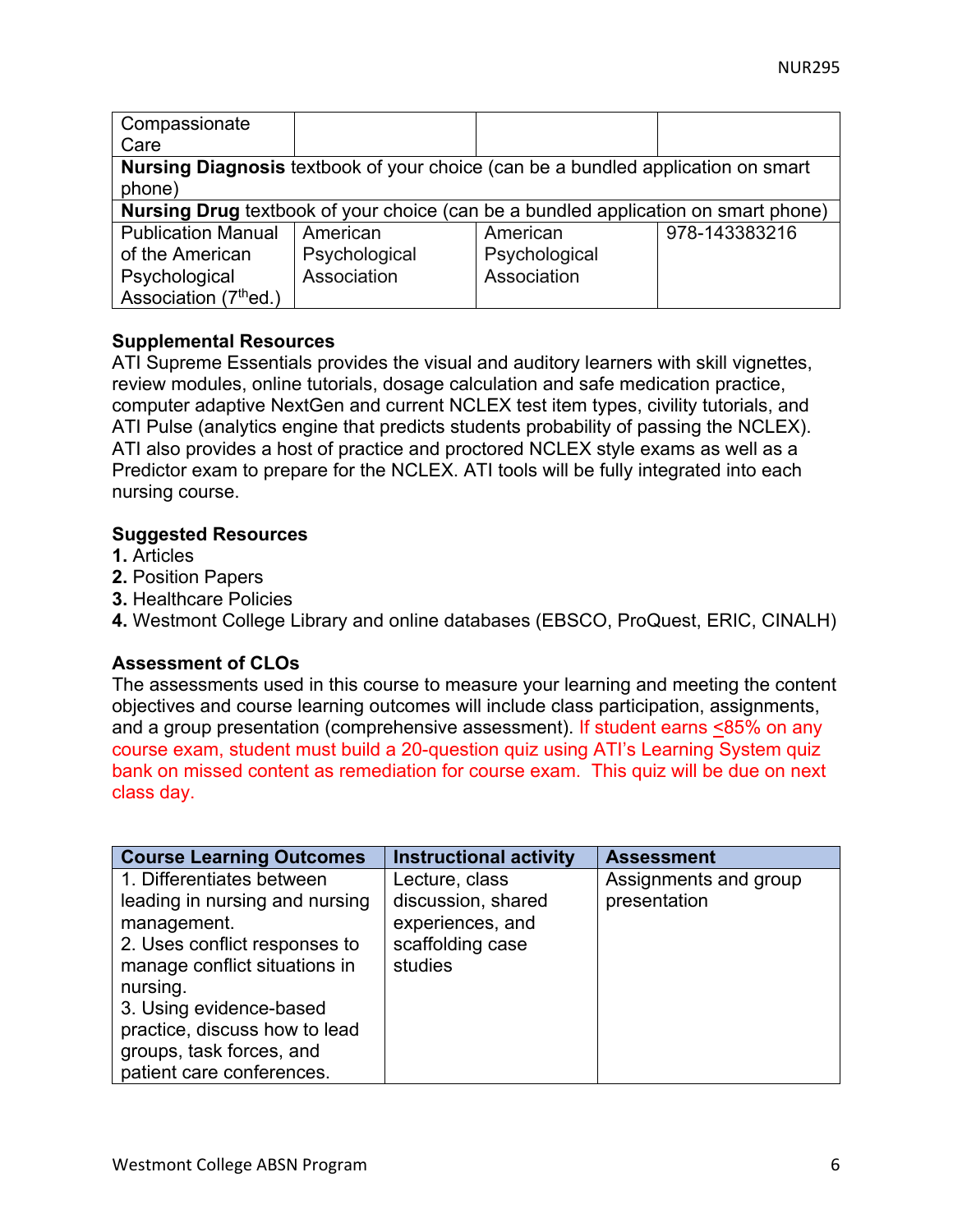| | | | |
|---|---|---|---|
| Compassionate Care | | | |
| **Nursing Diagnosis** textbook of your choice (can be a bundled application on smart phone) | | | |
| **Nursing Drug** textbook of your choice (can be a bundled application on smart phone) | | | |
| Publication Manual of the American Psychological Association (7th ed.) | American Psychological Association | American Psychological Association | 978-143383216 |

**Supplemental Resources**
ATI Supreme Essentials provides the visual and auditory learners with skill vignettes, review modules, online tutorials, dosage calculation and safe medication practice, computer adaptive NextGen and current NCLEX test item types, civility tutorials, and ATI Pulse (analytics engine that predicts students probability of passing the NCLEX). ATI also provides a host of practice and proctored NCLEX style exams as well as a Predictor exam to prepare for the NCLEX. ATI tools will be fully integrated into each nursing course.

**Suggested Resources**
**1.** Articles
**2.** Position Papers
**3.** Healthcare Policies
**4.** Westmont College Library and online databases (EBSCO, ProQuest, ERIC, CINALH)

**Assessment of CLOs**
The assessments used in this course to measure your learning and meeting the content objectives and course learning outcomes will include class participation, assignments, and a group presentation (comprehensive assessment). If student earns ≤85% on any course exam, student must build a 20-question quiz using ATI's Learning System quiz bank on missed content as remediation for course exam. This quiz will be due on next class day.

| Course Learning Outcomes | Instructional activity | Assessment |
|---|---|---|
| 1. Differentiates between leading in nursing and nursing management.<br>2. Uses conflict responses to manage conflict situations in nursing.<br>3. Using evidence-based practice, discuss how to lead groups, task forces, and patient care conferences. | Lecture, class discussion, shared experiences, and scaffolding case studies | Assignments and group presentation |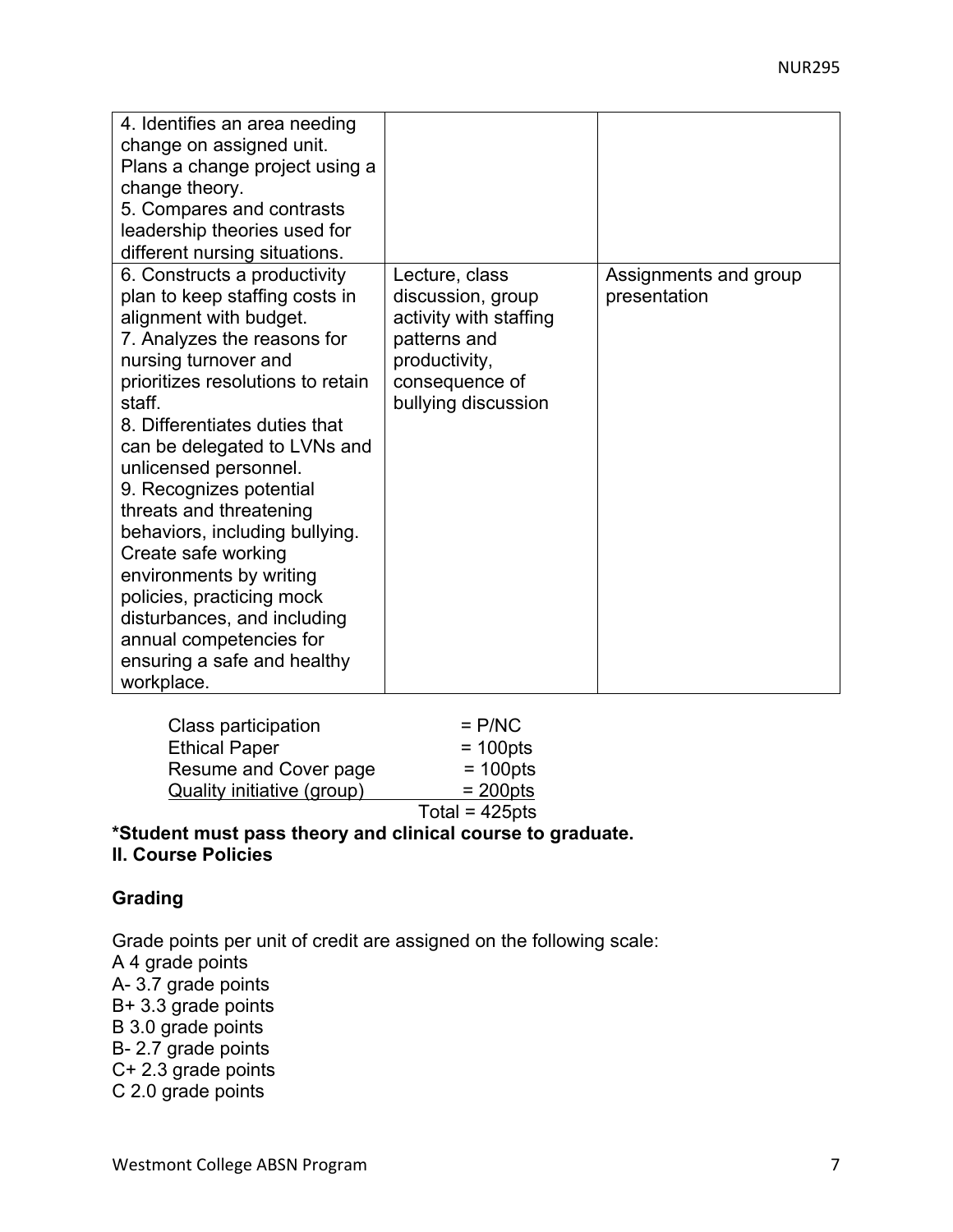| | | |
|---|---|---|
| 4. Identifies an area needing change on assigned unit. Plans a change project using a change theory.<br>5. Compares and contrasts leadership theories used for different nursing situations. | | |
| 6. Constructs a productivity plan to keep staffing costs in alignment with budget.<br>7. Analyzes the reasons for nursing turnover and prioritizes resolutions to retain staff.<br>8. Differentiates duties that can be delegated to LVNs and unlicensed personnel.<br>9. Recognizes potential threats and threatening behaviors, including bullying. Create safe working environments by writing policies, practicing mock disturbances, and including annual competencies for ensuring a safe and healthy workplace. | Lecture, class discussion, group activity with staffing patterns and productivity, consequence of bullying discussion | Assignments and group presentation |

| | |
|---|---|
| Class participation | = P/NC |
| Ethical Paper | = 100pts |
| Resume and Cover page | = 100pts |
| Quality initiative (group) | = 200pts |
| | Total = 425pts |

**\*Student must pass theory and clinical course to graduate.**

**II. Course Policies**

**Grading**

Grade points per unit of credit are assigned on the following scale:

A 4 grade points
A- 3.7 grade points
B+ 3.3 grade points
B 3.0 grade points
B- 2.7 grade points
C+ 2.3 grade points
C 2.0 grade points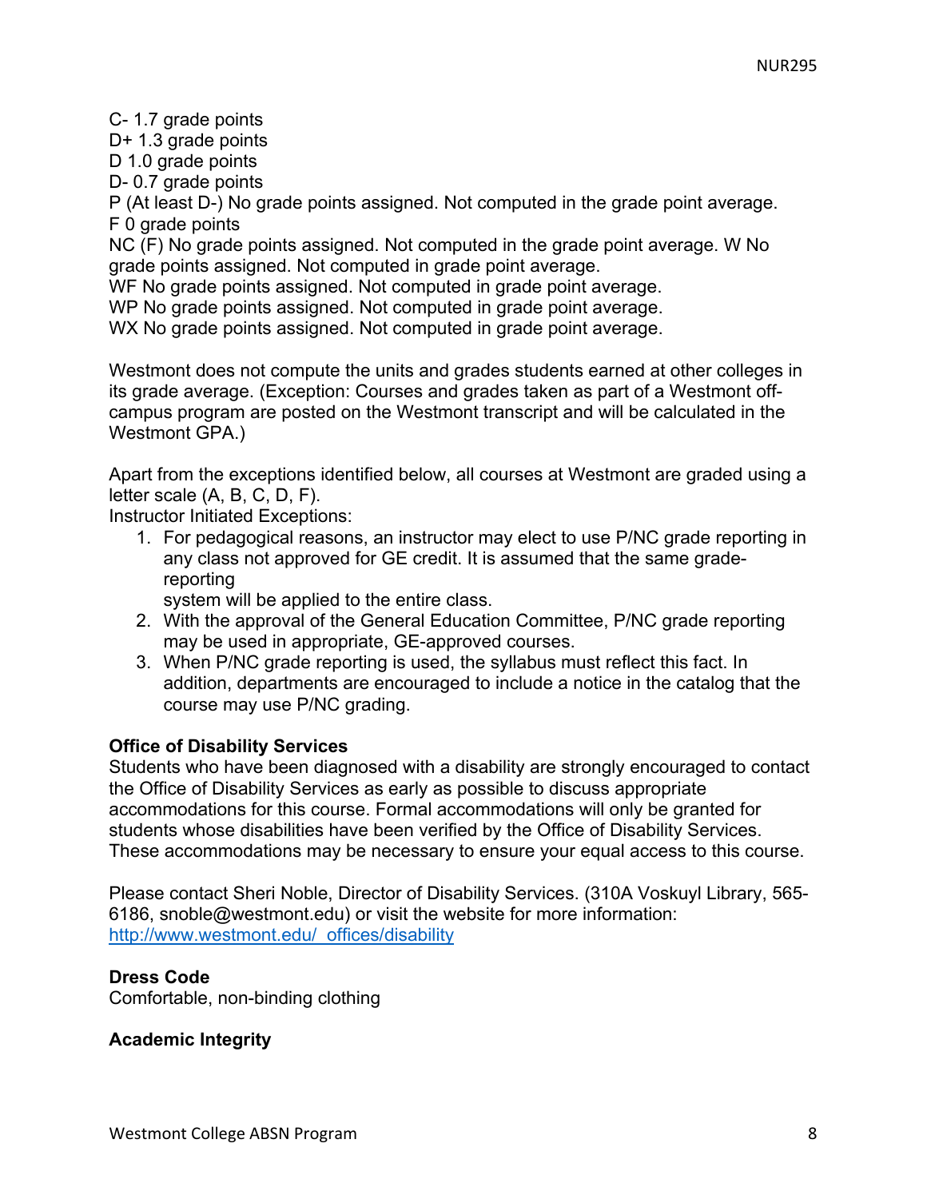C- 1.7 grade points
D+ 1.3 grade points
D 1.0 grade points
D- 0.7 grade points
P (At least D-) No grade points assigned. Not computed in the grade point average.
F 0 grade points
NC (F) No grade points assigned. Not computed in the grade point average. W No grade points assigned. Not computed in grade point average.
WF No grade points assigned. Not computed in grade point average.
WP No grade points assigned. Not computed in grade point average.
WX No grade points assigned. Not computed in grade point average.

Westmont does not compute the units and grades students earned at other colleges in its grade average. (Exception: Courses and grades taken as part of a Westmont off-campus program are posted on the Westmont transcript and will be calculated in the Westmont GPA.)

Apart from the exceptions identified below, all courses at Westmont are graded using a letter scale (A, B, C, D, F).
Instructor Initiated Exceptions:

1. For pedagogical reasons, an instructor may elect to use P/NC grade reporting in any class not approved for GE credit. It is assumed that the same grade-reporting system will be applied to the entire class.
2. With the approval of the General Education Committee, P/NC grade reporting may be used in appropriate, GE-approved courses.
3. When P/NC grade reporting is used, the syllabus must reflect this fact. In addition, departments are encouraged to include a notice in the catalog that the course may use P/NC grading.

**Office of Disability Services**
Students who have been diagnosed with a disability are strongly encouraged to contact the Office of Disability Services as early as possible to discuss appropriate accommodations for this course. Formal accommodations will only be granted for students whose disabilities have been verified by the Office of Disability Services. These accommodations may be necessary to ensure your equal access to this course.

Please contact Sheri Noble, Director of Disability Services. (310A Voskuyl Library, 565-6186, snoble@westmont.edu) or visit the website for more information: http://www.westmont.edu/_offices/disability

**Dress Code**
Comfortable, non-binding clothing

**Academic Integrity**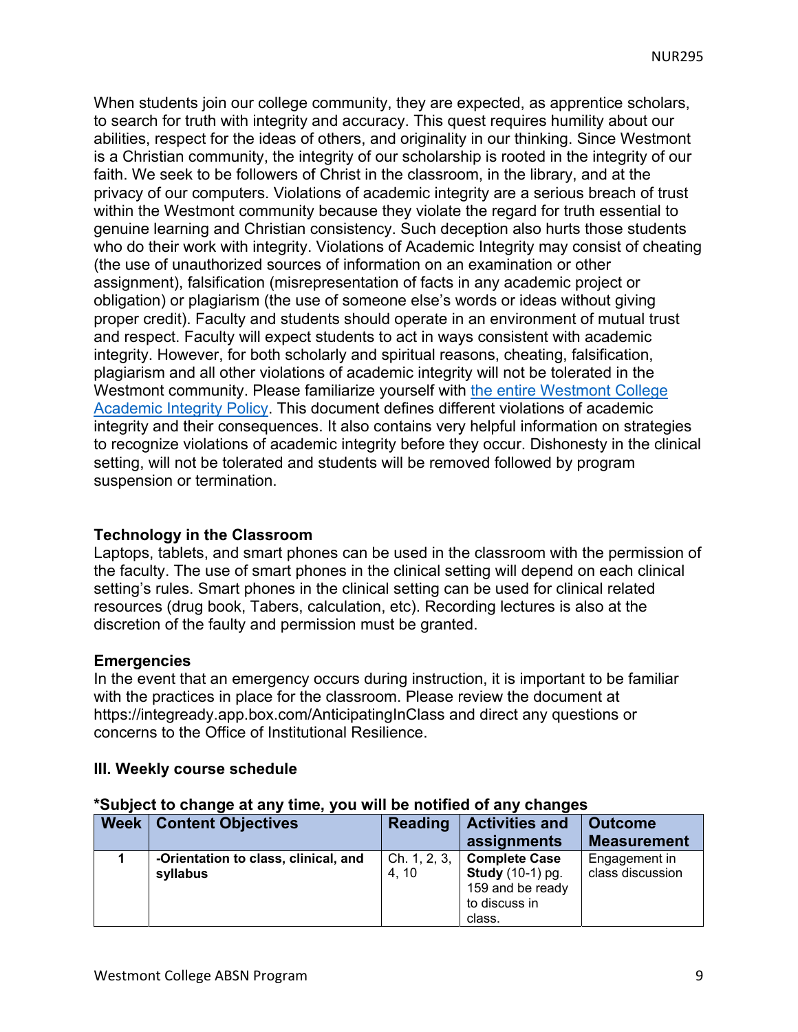When students join our college community, they are expected, as apprentice scholars, to search for truth with integrity and accuracy. This quest requires humility about our abilities, respect for the ideas of others, and originality in our thinking. Since Westmont is a Christian community, the integrity of our scholarship is rooted in the integrity of our faith. We seek to be followers of Christ in the classroom, in the library, and at the privacy of our computers. Violations of academic integrity are a serious breach of trust within the Westmont community because they violate the regard for truth essential to genuine learning and Christian consistency. Such deception also hurts those students who do their work with integrity. Violations of Academic Integrity may consist of cheating (the use of unauthorized sources of information on an examination or other assignment), falsification (misrepresentation of facts in any academic project or obligation) or plagiarism (the use of someone else's words or ideas without giving proper credit). Faculty and students should operate in an environment of mutual trust and respect. Faculty will expect students to act in ways consistent with academic integrity. However, for both scholarly and spiritual reasons, cheating, falsification, plagiarism and all other violations of academic integrity will not be tolerated in the Westmont community. Please familiarize yourself with the entire Westmont College Academic Integrity Policy. This document defines different violations of academic integrity and their consequences. It also contains very helpful information on strategies to recognize violations of academic integrity before they occur. Dishonesty in the clinical setting, will not be tolerated and students will be removed followed by program suspension or termination.

### Technology in the Classroom

Laptops, tablets, and smart phones can be used in the classroom with the permission of the faculty. The use of smart phones in the clinical setting will depend on each clinical setting's rules. Smart phones in the clinical setting can be used for clinical related resources (drug book, Tabers, calculation, etc). Recording lectures is also at the discretion of the faulty and permission must be granted.

### Emergencies

In the event that an emergency occurs during instruction, it is important to be familiar with the practices in place for the classroom. Please review the document at https://integready.app.box.com/AnticipatingInClass and direct any questions or concerns to the Office of Institutional Resilience.

### III. Weekly course schedule

**\*Subject to change at any time, you will be notified of any changes**

| Week | Content Objectives | Reading | Activities and assignments | Outcome Measurement |
|---|---|---|---|---|
| 1 | **-Orientation to class, clinical, and syllabus** | Ch. 1, 2, 3, 4, 10 | **Complete Case Study** (10-1) pg. 159 and be ready to discuss in class. | Engagement in class discussion |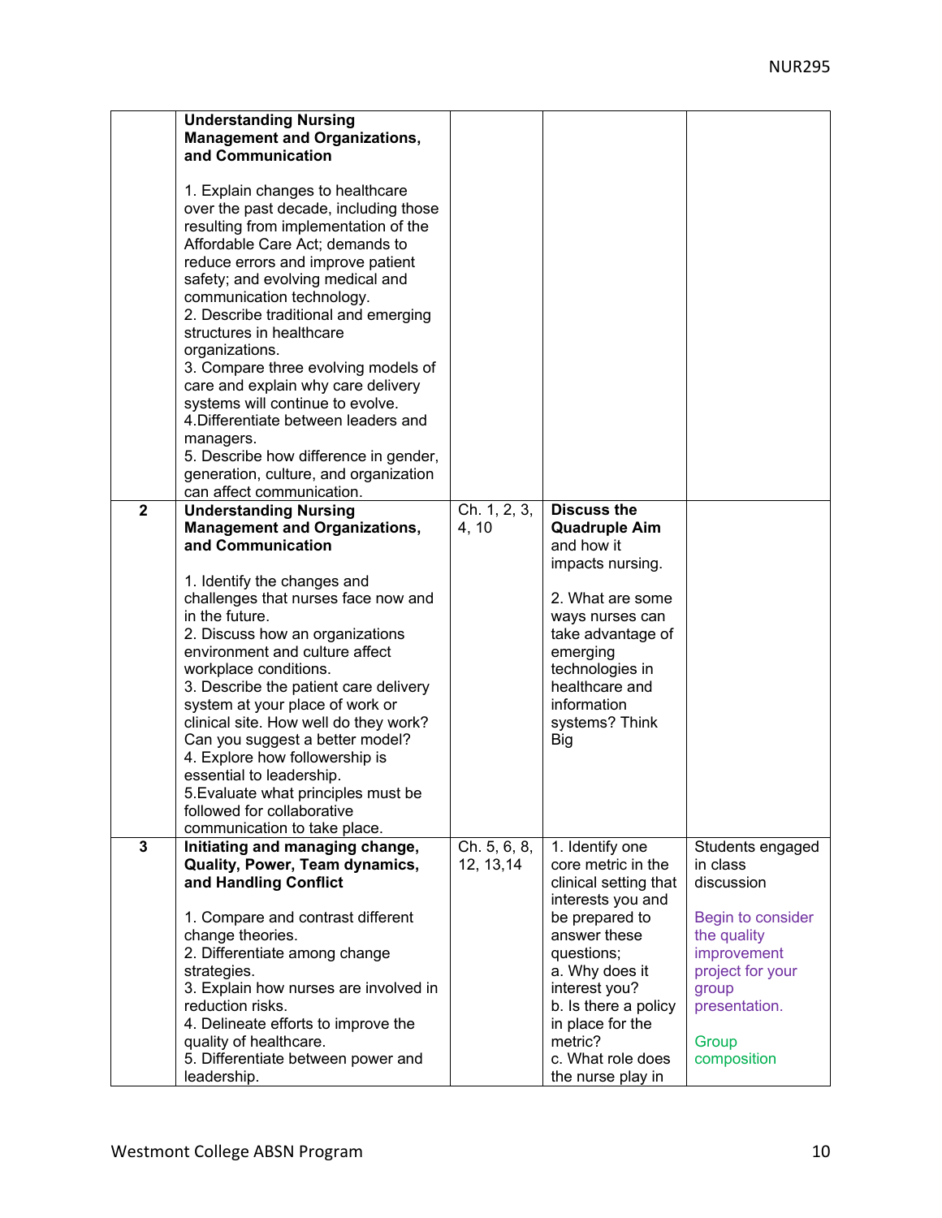| | | | | |
|---|---|---|---|---|
| | **Understanding Nursing Management and Organizations, and Communication**<br><br>1. Explain changes to healthcare over the past decade, including those resulting from implementation of the Affordable Care Act; demands to reduce errors and improve patient safety; and evolving medical and communication technology.<br>2. Describe traditional and emerging structures in healthcare organizations.<br>3. Compare three evolving models of care and explain why care delivery systems will continue to evolve.<br>4.Differentiate between leaders and managers.<br>5. Describe how difference in gender, generation, culture, and organization can affect communication. | | | |
| **2** | **Understanding Nursing Management and Organizations, and Communication**<br><br>1. Identify the changes and challenges that nurses face now and in the future.<br>2. Discuss how an organizations environment and culture affect workplace conditions.<br>3. Describe the patient care delivery system at your place of work or clinical site. How well do they work? Can you suggest a better model?<br>4. Explore how followership is essential to leadership.<br>5.Evaluate what principles must be followed for collaborative communication to take place. | Ch. 1, 2, 3, 4, 10 | **Discuss the Quadruple Aim** and how it impacts nursing.<br><br>2. What are some ways nurses can take advantage of emerging technologies in healthcare and information systems? Think Big | |
| **3** | **Initiating and managing change, Quality, Power, Team dynamics, and Handling Conflict**<br><br>1. Compare and contrast different change theories.<br>2. Differentiate among change strategies.<br>3. Explain how nurses are involved in reduction risks.<br>4. Delineate efforts to improve the quality of healthcare.<br>5. Differentiate between power and leadership. | Ch. 5, 6, 8, 12, 13,14 | 1. Identify one core metric in the clinical setting that interests you and be prepared to answer these questions;<br>a. Why does it interest you?<br>b. Is there a policy in place for the metric?<br>c. What role does the nurse play in | Students engaged in class discussion<br><br>Begin to consider the quality improvement project for your group presentation.<br><br>Group composition |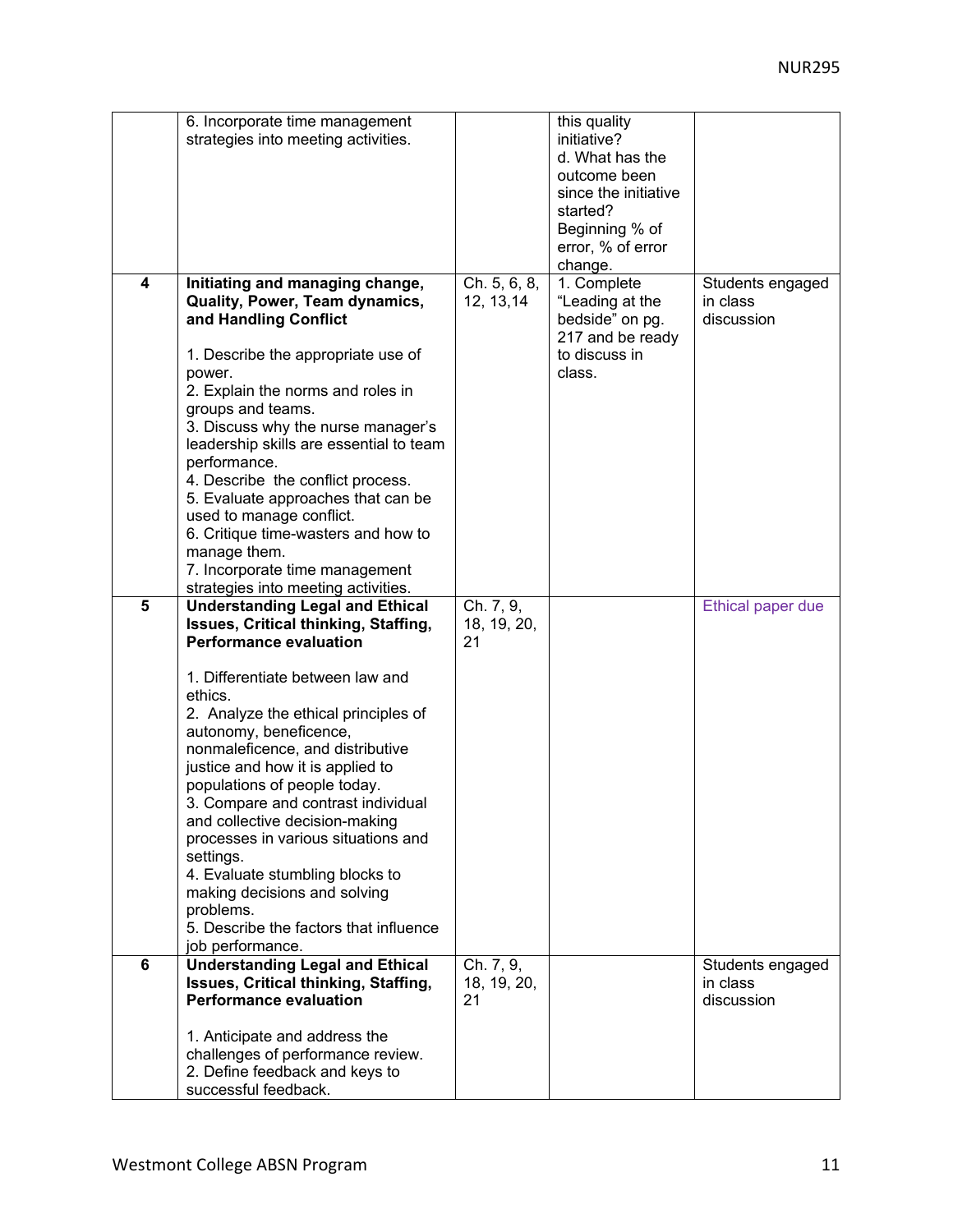| | | | | |
|---|---|---|---|---|
| | 6. Incorporate time management strategies into meeting activities. | | this quality initiative?<br>d. What has the outcome been since the initiative started? Beginning % of error, % of error change. | |
| 4 | **Initiating and managing change, Quality, Power, Team dynamics, and Handling Conflict**<br><br>1. Describe the appropriate use of power.<br>2. Explain the norms and roles in groups and teams.<br>3. Discuss why the nurse manager's leadership skills are essential to team performance.<br>4. Describe the conflict process.<br>5. Evaluate approaches that can be used to manage conflict.<br>6. Critique time-wasters and how to manage them.<br>7. Incorporate time management strategies into meeting activities. | Ch. 5, 6, 8, 12, 13,14 | 1. Complete "Leading at the bedside" on pg. 217 and be ready to discuss in class. | Students engaged in class discussion |
| 5 | **Understanding Legal and Ethical Issues, Critical thinking, Staffing, Performance evaluation**<br><br>1. Differentiate between law and ethics.<br>2. Analyze the ethical principles of autonomy, beneficence, nonmaleficence, and distributive justice and how it is applied to populations of people today.<br>3. Compare and contrast individual and collective decision-making processes in various situations and settings.<br>4. Evaluate stumbling blocks to making decisions and solving problems.<br>5. Describe the factors that influence job performance. | Ch. 7, 9, 18, 19, 20, 21 | | Ethical paper due |
| 6 | **Understanding Legal and Ethical Issues, Critical thinking, Staffing, Performance evaluation**<br><br>1. Anticipate and address the challenges of performance review.<br>2. Define feedback and keys to successful feedback. | Ch. 7, 9, 18, 19, 20, 21 | | Students engaged in class discussion |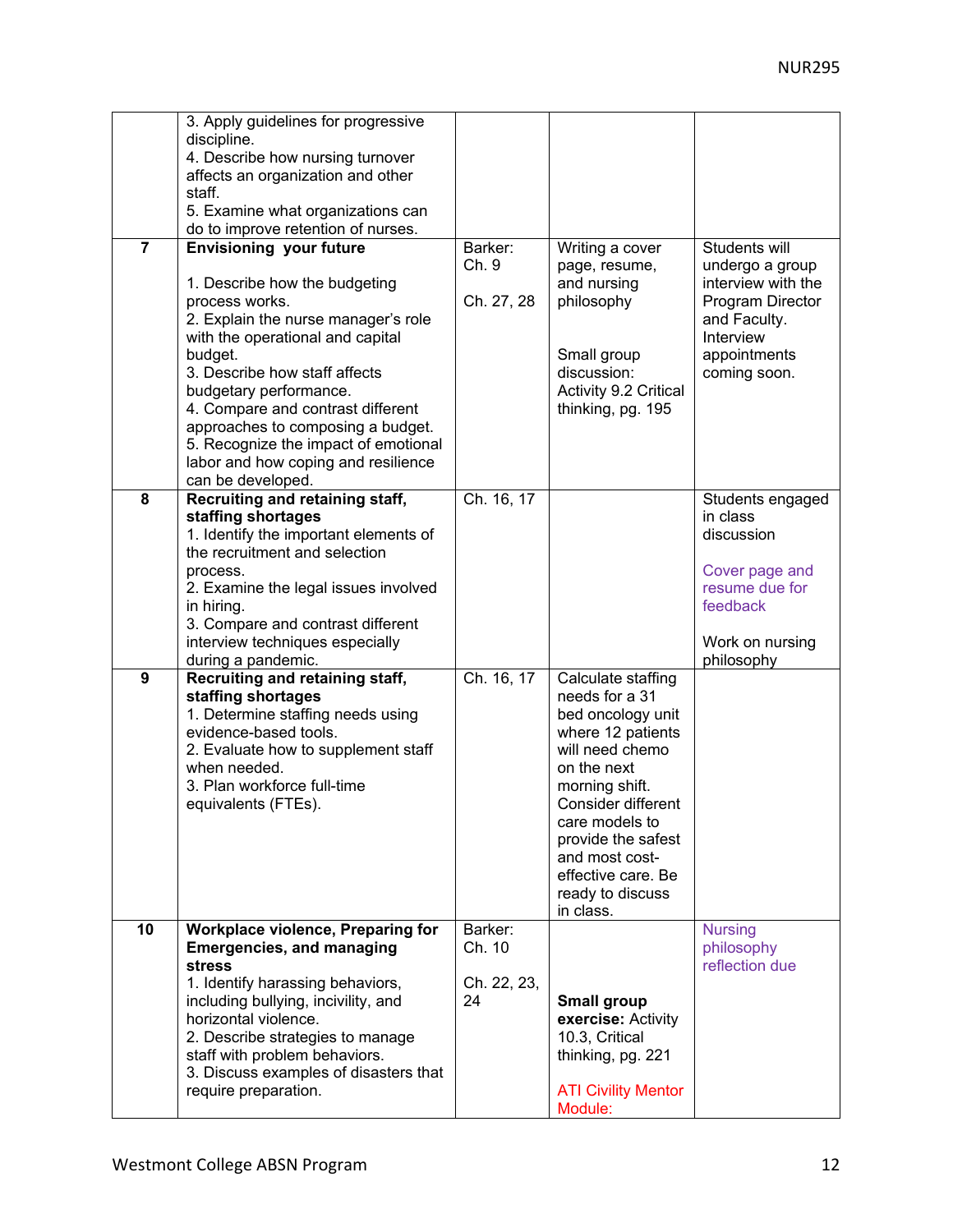| | | | | |
|---|---|---|---|---|
| | 3. Apply guidelines for progressive discipline.<br>4. Describe how nursing turnover affects an organization and other staff.<br>5. Examine what organizations can do to improve retention of nurses. | | | |
| **7** | **Envisioning your future**<br><br>1. Describe how the budgeting process works.<br>2. Explain the nurse manager's role with the operational and capital budget.<br>3. Describe how staff affects budgetary performance.<br>4. Compare and contrast different approaches to composing a budget.<br>5. Recognize the impact of emotional labor and how coping and resilience can be developed. | Barker: Ch. 9<br><br>Ch. 27, 28 | Writing a cover page, resume, and nursing philosophy<br><br>Small group discussion: Activity 9.2 Critical thinking, pg. 195 | Students will undergo a group interview with the Program Director and Faculty. Interview appointments coming soon. |
| **8** | **Recruiting and retaining staff, staffing shortages**<br>1. Identify the important elements of the recruitment and selection process.<br>2. Examine the legal issues involved in hiring.<br>3. Compare and contrast different interview techniques especially during a pandemic. | Ch. 16, 17 | | Students engaged in class discussion<br><br>Cover page and resume due for feedback<br><br>Work on nursing philosophy |
| **9** | **Recruiting and retaining staff, staffing shortages**<br>1. Determine staffing needs using evidence-based tools.<br>2. Evaluate how to supplement staff when needed.<br>3. Plan workforce full-time equivalents (FTEs). | Ch. 16, 17 | Calculate staffing needs for a 31 bed oncology unit where 12 patients will need chemo on the next morning shift. Consider different care models to provide the safest and most cost-effective care. Be ready to discuss in class. | |
| **10** | **Workplace violence, Preparing for Emergencies, and managing stress**<br>1. Identify harassing behaviors, including bullying, incivility, and horizontal violence.<br>2. Describe strategies to manage staff with problem behaviors.<br>3. Discuss examples of disasters that require preparation. | Barker: Ch. 10<br><br>Ch. 22, 23, 24 | **Small group exercise:** Activity 10.3, Critical thinking, pg. 221<br><br>ATI Civility Mentor Module: | Nursing philosophy reflection due |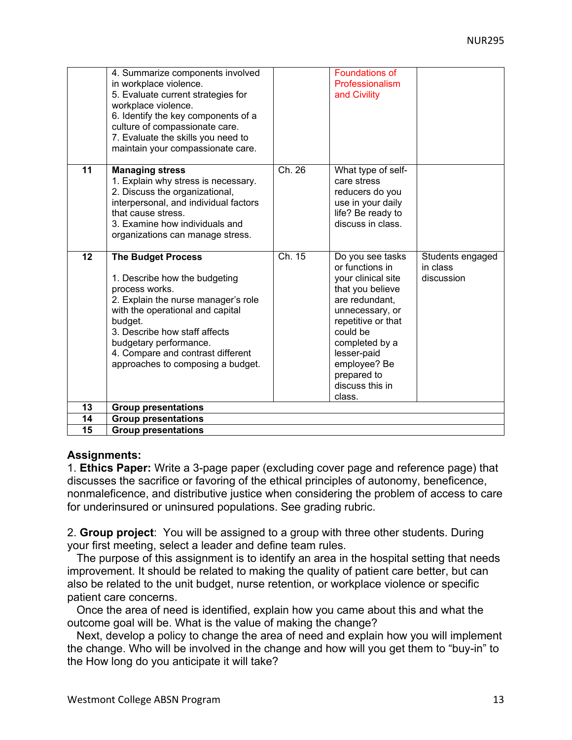| | | | | |
|---|---|---|---|---|
| | 4. Summarize components involved in workplace violence.<br>5. Evaluate current strategies for workplace violence.<br>6. Identify the key components of a culture of compassionate care.<br>7. Evaluate the skills you need to maintain your compassionate care. | | Foundations of Professionalism and Civility | |
| **11** | **Managing stress**<br>1. Explain why stress is necessary.<br>2. Discuss the organizational, interpersonal, and individual factors that cause stress.<br>3. Examine how individuals and organizations can manage stress. | Ch. 26 | What type of self-care stress reducers do you use in your daily life? Be ready to discuss in class. | |
| **12** | **The Budget Process**<br><br>1. Describe how the budgeting process works.<br>2. Explain the nurse manager's role with the operational and capital budget.<br>3. Describe how staff affects budgetary performance.<br>4. Compare and contrast different approaches to composing a budget. | Ch. 15 | Do you see tasks or functions in your clinical site that you believe are redundant, unnecessary, or repetitive or that could be completed by a lesser-paid employee? Be prepared to discuss this in class. | Students engaged in class discussion |
| **13** | **Group presentations** | | | |
| **14** | **Group presentations** | | | |
| **15** | **Group presentations** | | | |

**Assignments:**

1. **Ethics Paper:** Write a 3-page paper (excluding cover page and reference page) that discusses the sacrifice or favoring of the ethical principles of autonomy, beneficence, nonmaleficence, and distributive justice when considering the problem of access to care for underinsured or uninsured populations. See grading rubric.

2. **Group project**: You will be assigned to a group with three other students. During your first meeting, select a leader and define team rules.

The purpose of this assignment is to identify an area in the hospital setting that needs improvement. It should be related to making the quality of patient care better, but can also be related to the unit budget, nurse retention, or workplace violence or specific patient care concerns.

Once the area of need is identified, explain how you came about this and what the outcome goal will be. What is the value of making the change?

Next, develop a policy to change the area of need and explain how you will implement the change. Who will be involved in the change and how will you get them to "buy-in" to the How long do you anticipate it will take?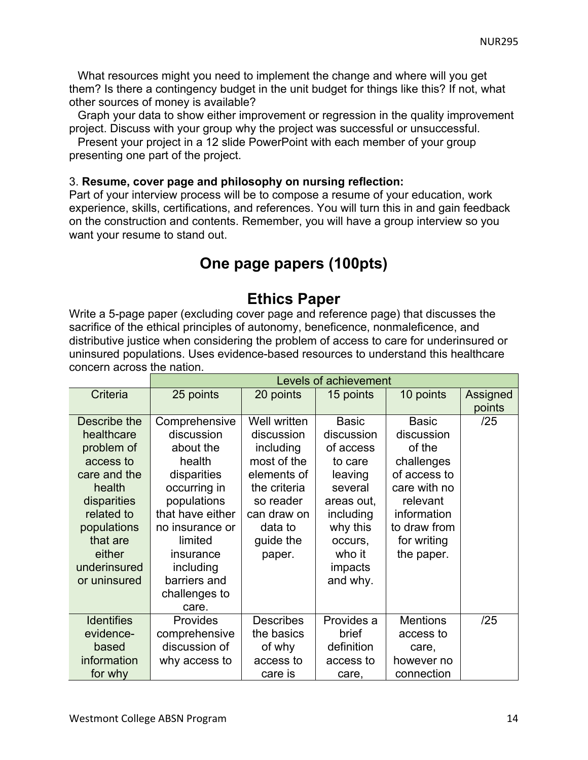What resources might you need to implement the change and where will you get them? Is there a contingency budget in the unit budget for things like this? If not, what other sources of money is available?

Graph your data to show either improvement or regression in the quality improvement project. Discuss with your group why the project was successful or unsuccessful.

Present your project in a 12 slide PowerPoint with each member of your group presenting one part of the project.

3. **Resume, cover page and philosophy on nursing reflection:**
Part of your interview process will be to compose a resume of your education, work experience, skills, certifications, and references. You will turn this in and gain feedback on the construction and contents. Remember, you will have a group interview so you want your resume to stand out.

## One page papers (100pts)

## Ethics Paper

Write a 5-page paper (excluding cover page and reference page) that discusses the sacrifice of the ethical principles of autonomy, beneficence, nonmaleficence, and distributive justice when considering the problem of access to care for underinsured or uninsured populations. Uses evidence-based resources to understand this healthcare concern across the nation.

| | Levels of achievement | | | | |
|---|---|---|---|---|---|
| Criteria | 25 points | 20 points | 15 points | 10 points | Assigned points |
| Describe the healthcare problem of access to care and the health disparities related to populations that are either underinsured or uninsured | Comprehensive discussion about the health disparities occurring in populations that have either no insurance or limited insurance including barriers and challenges to care. | Well written discussion including most of the elements of the criteria so reader can draw on data to guide the paper. | Basic discussion of access to care leaving several areas out, including why this occurs, who it impacts and why. | Basic discussion of the challenges of access to care with no relevant information to draw from for writing the paper. | /25 |
| Identifies evidence-based information for why | Provides comprehensive discussion of why access to | Describes the basics of why access to care is | Provides a brief definition access to care, | Mentions access to care, however no connection | /25 |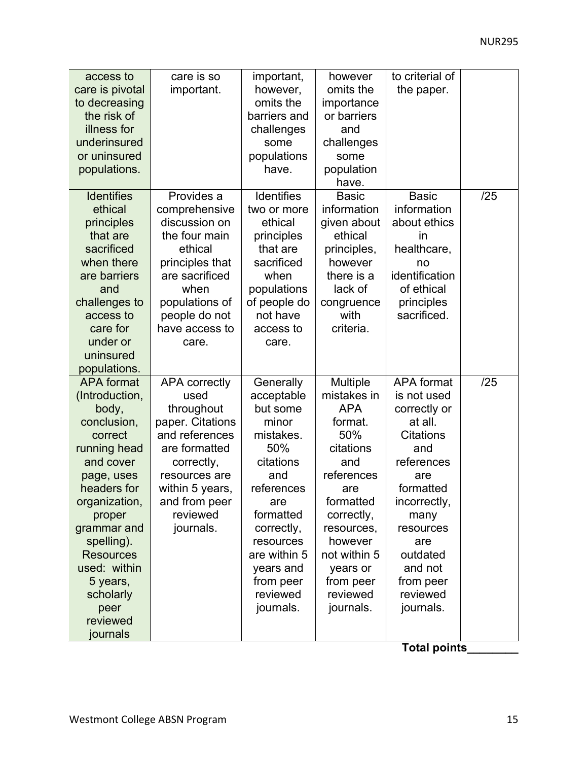| | | | | | |
|---|---|---|---|---|---|
| access to care is pivotal to decreasing the risk of illness for underinsured or uninsured populations. | care is so important. | important, however, omits the barriers and challenges some populations have. | however omits the importance or barriers and challenges some population have. | to criterial of the paper. | |
| Identifies ethical principles that are sacrificed when there are barriers and challenges to access to care for under or uninsured populations. | Provides a comprehensive discussion on the four main ethical principles that are sacrificed when populations of people do not have access to care. | Identifies two or more ethical principles that are sacrificed when populations of people do not have access to care. | Basic information given about ethical principles, however there is a lack of congruence with criteria. | Basic information about ethics in healthcare, no identification of ethical principles sacrificed. | /25 |
| APA format (Introduction, body, conclusion, correct running head and cover page, uses headers for organization, proper grammar and spelling). Resources used: within 5 years, scholarly peer reviewed journals | APA correctly used throughout paper. Citations and references are formatted correctly, resources are within 5 years, and from peer reviewed journals. | Generally acceptable but some minor mistakes. 50% citations and references are formatted correctly, resources are within 5 years and from peer reviewed journals. | Multiple mistakes in APA format. 50% citations and references are formatted correctly, resources, however not within 5 years or from peer reviewed journals. | APA format is not used correctly or at all. Citations and references are formatted incorrectly, many resources are outdated and not from peer reviewed journals. | /25 |

**Total points________**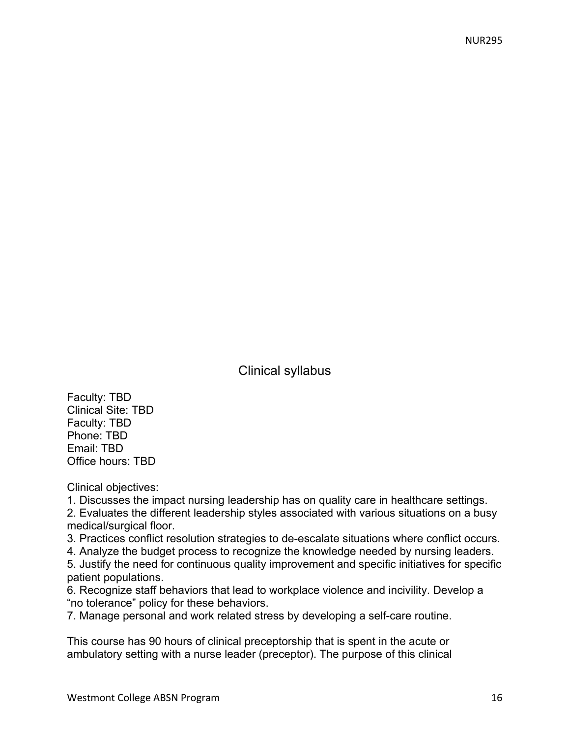## Clinical syllabus

Faculty: TBD
Clinical Site: TBD
Faculty: TBD
Phone: TBD
Email: TBD
Office hours: TBD

Clinical objectives:

1. Discusses the impact nursing leadership has on quality care in healthcare settings.
2. Evaluates the different leadership styles associated with various situations on a busy medical/surgical floor.
3. Practices conflict resolution strategies to de-escalate situations where conflict occurs.
4. Analyze the budget process to recognize the knowledge needed by nursing leaders.
5. Justify the need for continuous quality improvement and specific initiatives for specific patient populations.
6. Recognize staff behaviors that lead to workplace violence and incivility. Develop a "no tolerance" policy for these behaviors.
7. Manage personal and work related stress by developing a self-care routine.

This course has 90 hours of clinical preceptorship that is spent in the acute or ambulatory setting with a nurse leader (preceptor). The purpose of this clinical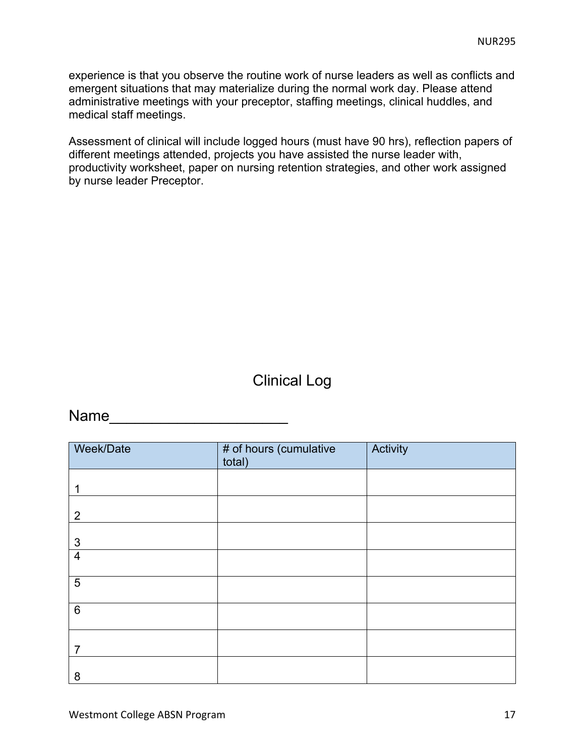experience is that you observe the routine work of nurse leaders as well as conflicts and emergent situations that may materialize during the normal work day. Please attend administrative meetings with your preceptor, staffing meetings, clinical huddles, and medical staff meetings.

Assessment of clinical will include logged hours (must have 90 hrs), reflection papers of different meetings attended, projects you have assisted the nurse leader with, productivity worksheet, paper on nursing retention strategies, and other work assigned by nurse leader Preceptor.

## Clinical Log

Name_____________________

| Week/Date | # of hours (cumulative total) | Activity |
|---|---|---|
| 1 | | |
| 2 | | |
| 3 | | |
| 4 | | |
| 5 | | |
| 6 | | |
| 7 | | |
| 8 | | |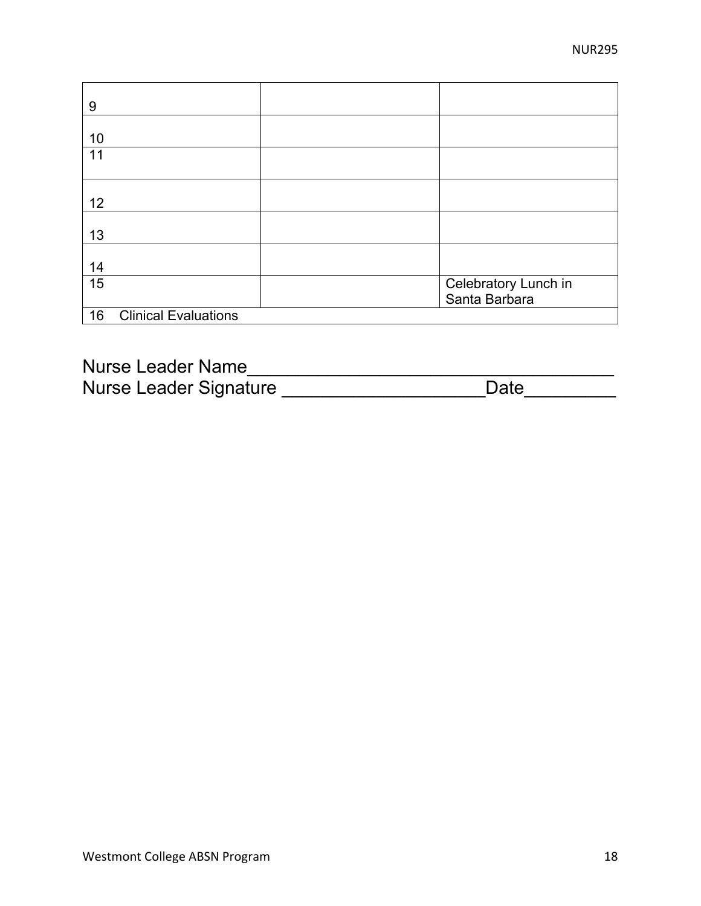| | | |
|---|---|---|
| 9 | | |
| 10 | | |
| 11 | | |
| 12 | | |
| 13 | | |
| 14 | | |
| 15 | | Celebratory Lunch in Santa Barbara |
| 16 Clinical Evaluations | | |

Nurse Leader Name____________________________________

Nurse Leader Signature ____________________Date_________